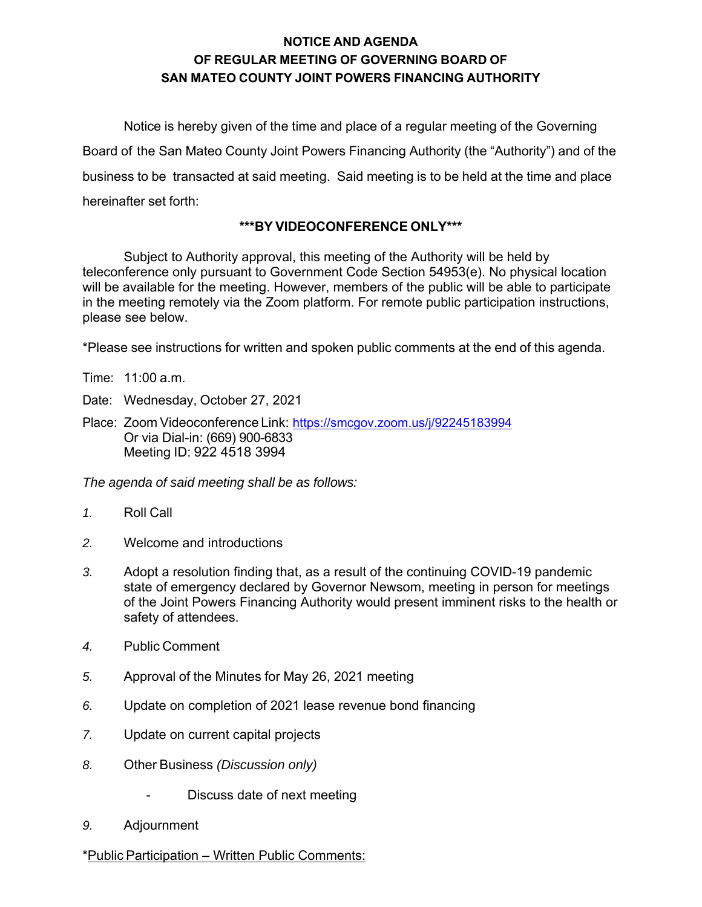**NOTICE AND AGENDA**
**OF REGULAR MEETING OF GOVERNING BOARD OF**
**SAN MATEO COUNTY JOINT POWERS FINANCING AUTHORITY**

Notice is hereby given of the time and place of a regular meeting of the Governing Board of the San Mateo County Joint Powers Financing Authority (the "Authority") and of the business to be transacted at said meeting. Said meeting is to be held at the time and place hereinafter set forth:

**\*\*\*BY VIDEOCONFERENCE ONLY\*\*\***

Subject to Authority approval, this meeting of the Authority will be held by teleconference only pursuant to Government Code Section 54953(e). No physical location will be available for the meeting. However, members of the public will be able to participate in the meeting remotely via the Zoom platform. For remote public participation instructions, please see below.

*Please see instructions for written and spoken public comments at the end of this agenda.

Time: 11:00 a.m.

Date: Wednesday, October 27, 2021

Place: Zoom Videoconference Link: https://smcgov.zoom.us/j/92245183994
Or via Dial-in: (669) 900-6833
Meeting ID: 922 4518 3994

*The agenda of said meeting shall be as follows:*

1. Roll Call
2. Welcome and introductions
3. Adopt a resolution finding that, as a result of the continuing COVID-19 pandemic state of emergency declared by Governor Newsom, meeting in person for meetings of the Joint Powers Financing Authority would present imminent risks to the health or safety of attendees.
4. Public Comment
5. Approval of the Minutes for May 26, 2021 meeting
6. Update on completion of 2021 lease revenue bond financing
7. Update on current capital projects
8. Other Business *(Discussion only)*
   - Discuss date of next meeting
9. Adjournment

*Public Participation – Written Public Comments: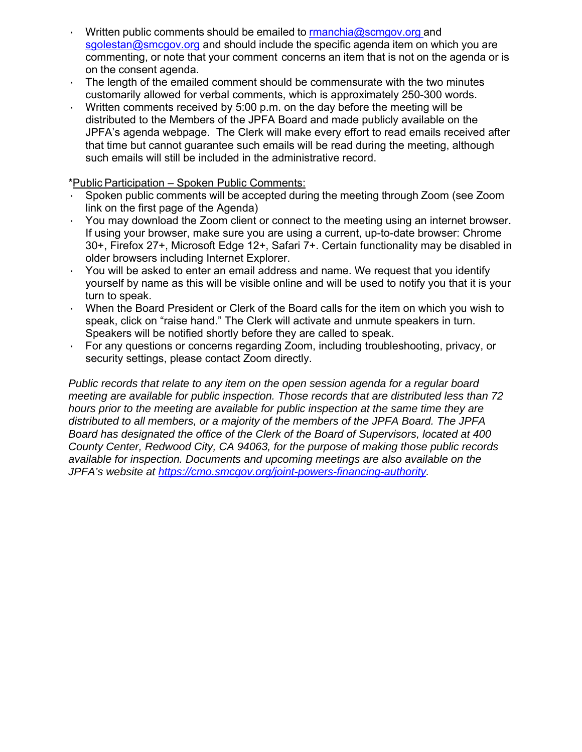- Written public comments should be emailed to rmanchia@scmgov.org and sgolestan@smcgov.org and should include the specific agenda item on which you are commenting, or note that your comment concerns an item that is not on the agenda or is on the consent agenda.
- The length of the emailed comment should be commensurate with the two minutes customarily allowed for verbal comments, which is approximately 250-300 words.
- Written comments received by 5:00 p.m. on the day before the meeting will be distributed to the Members of the JPFA Board and made publicly available on the JPFA's agenda webpage. The Clerk will make every effort to read emails received after that time but cannot guarantee such emails will be read during the meeting, although such emails will still be included in the administrative record.

*Public Participation – Spoken Public Comments:

- Spoken public comments will be accepted during the meeting through Zoom (see Zoom link on the first page of the Agenda)
- You may download the Zoom client or connect to the meeting using an internet browser. If using your browser, make sure you are using a current, up-to-date browser: Chrome 30+, Firefox 27+, Microsoft Edge 12+, Safari 7+. Certain functionality may be disabled in older browsers including Internet Explorer.
- You will be asked to enter an email address and name. We request that you identify yourself by name as this will be visible online and will be used to notify you that it is your turn to speak.
- When the Board President or Clerk of the Board calls for the item on which you wish to speak, click on "raise hand." The Clerk will activate and unmute speakers in turn. Speakers will be notified shortly before they are called to speak.
- For any questions or concerns regarding Zoom, including troubleshooting, privacy, or security settings, please contact Zoom directly.

*Public records that relate to any item on the open session agenda for a regular board meeting are available for public inspection. Those records that are distributed less than 72 hours prior to the meeting are available for public inspection at the same time they are distributed to all members, or a majority of the members of the JPFA Board. The JPFA Board has designated the office of the Clerk of the Board of Supervisors, located at 400 County Center, Redwood City, CA 94063, for the purpose of making those public records available for inspection. Documents and upcoming meetings are also available on the JPFA's website at https://cmo.smcgov.org/joint-powers-financing-authority.*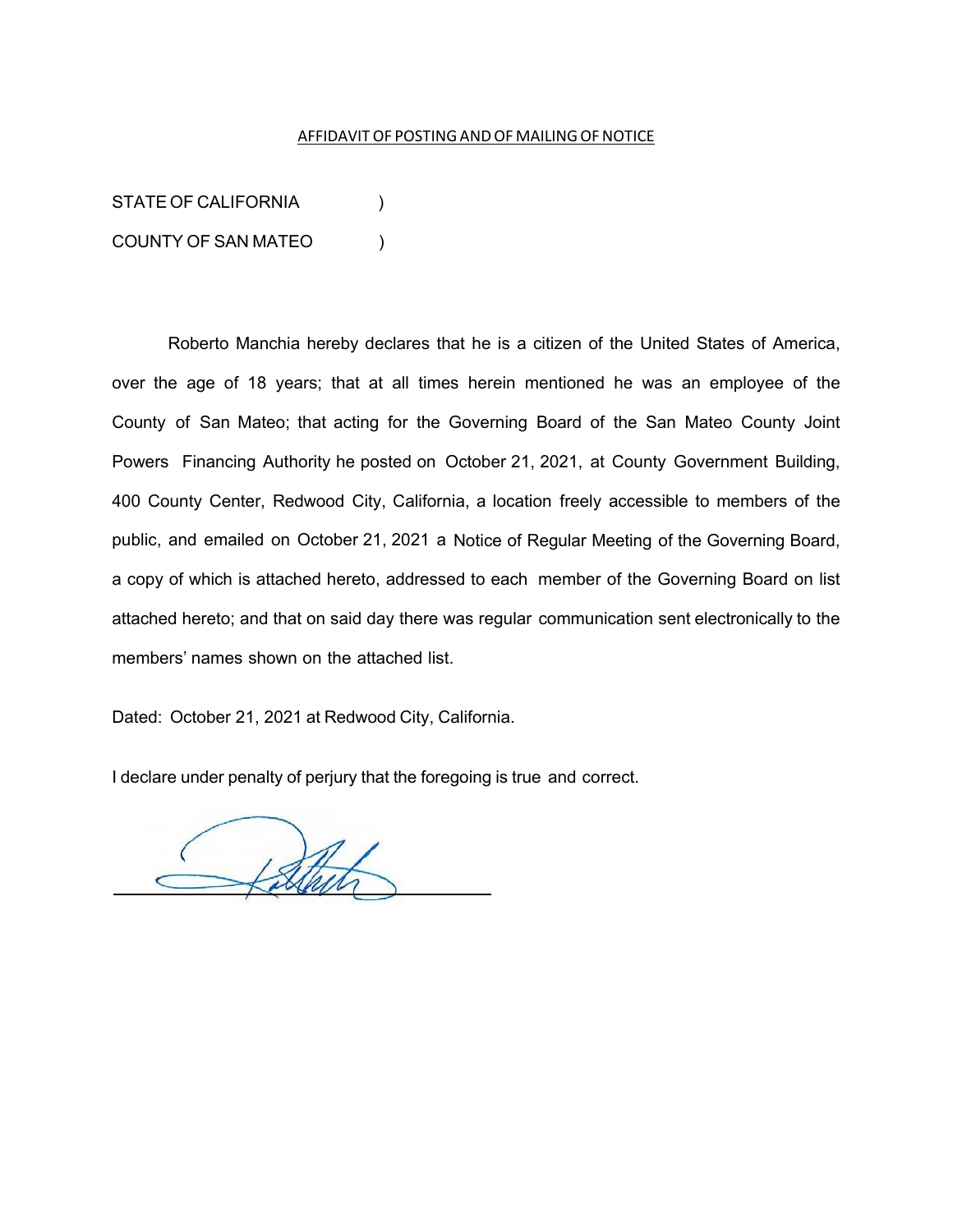AFFIDAVIT OF POSTING AND OF MAILING OF NOTICE

STATE OF CALIFORNIA )

COUNTY OF SAN MATEO )

Roberto Manchia hereby declares that he is a citizen of the United States of America, over the age of 18 years; that at all times herein mentioned he was an employee of the County of San Mateo; that acting for the Governing Board of the San Mateo County Joint Powers Financing Authority he posted on October 21, 2021, at County Government Building, 400 County Center, Redwood City, California, a location freely accessible to members of the public, and emailed on October 21, 2021 a Notice of Regular Meeting of the Governing Board, a copy of which is attached hereto, addressed to each member of the Governing Board on list attached hereto; and that on said day there was regular communication sent electronically to the members' names shown on the attached list.

Dated: October 21, 2021 at Redwood City, California.

I declare under penalty of perjury that the foregoing is true and correct.

\_\_\_\_\_\_\_\_\_\_\_\_\_\_\_\_\_\_\_\_\_\_\_\_\_\_\_\_\_\_\_\_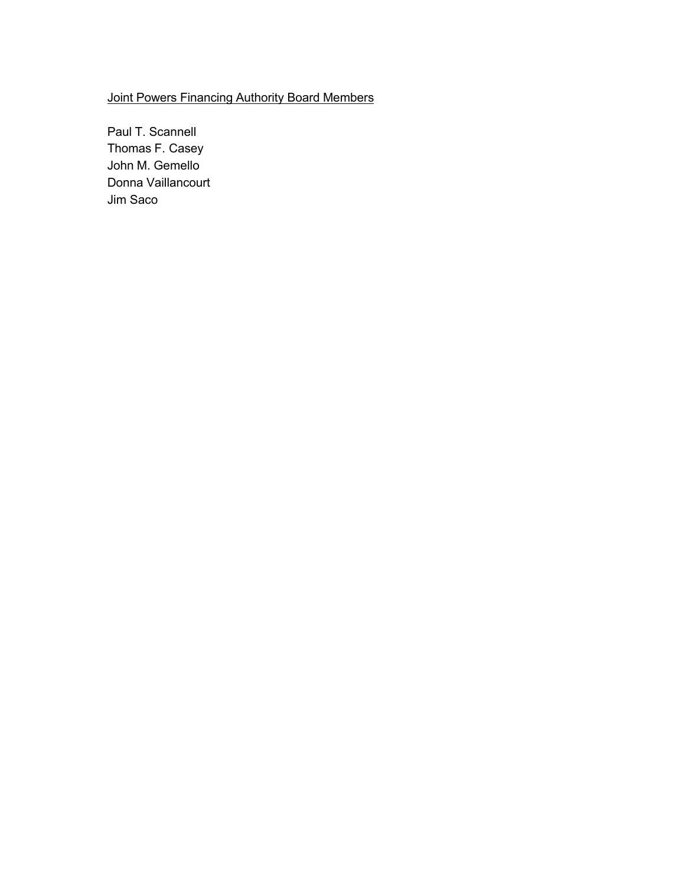<u>Joint Powers Financing Authority Board Members</u>

Paul T. Scannell
Thomas F. Casey
John M. Gemello
Donna Vaillancourt
Jim Saco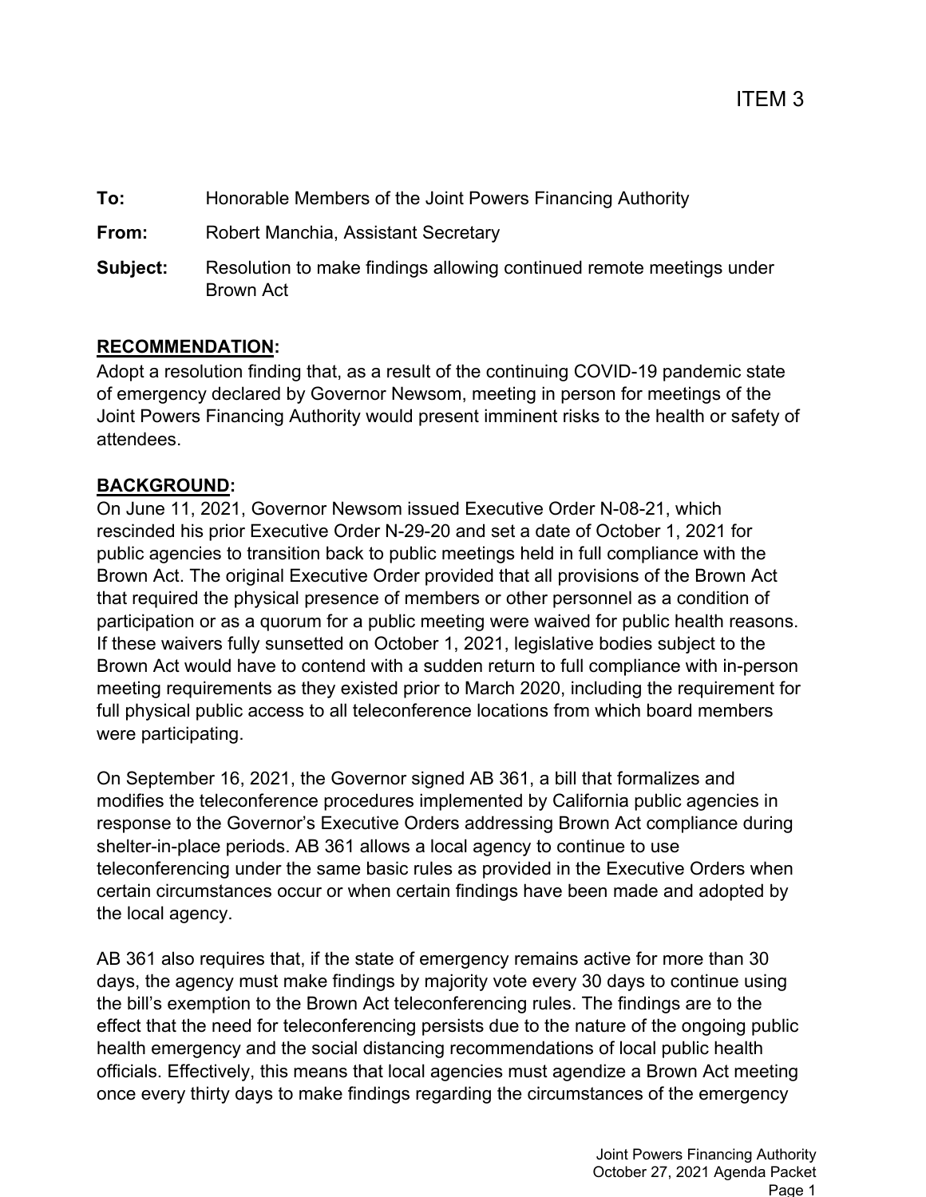ITEM 3

**To:** Honorable Members of the Joint Powers Financing Authority

**From:** Robert Manchia, Assistant Secretary

**Subject:** Resolution to make findings allowing continued remote meetings under Brown Act

## RECOMMENDATION:

Adopt a resolution finding that, as a result of the continuing COVID-19 pandemic state of emergency declared by Governor Newsom, meeting in person for meetings of the Joint Powers Financing Authority would present imminent risks to the health or safety of attendees.

## BACKGROUND:

On June 11, 2021, Governor Newsom issued Executive Order N-08-21, which rescinded his prior Executive Order N-29-20 and set a date of October 1, 2021 for public agencies to transition back to public meetings held in full compliance with the Brown Act. The original Executive Order provided that all provisions of the Brown Act that required the physical presence of members or other personnel as a condition of participation or as a quorum for a public meeting were waived for public health reasons. If these waivers fully sunsetted on October 1, 2021, legislative bodies subject to the Brown Act would have to contend with a sudden return to full compliance with in-person meeting requirements as they existed prior to March 2020, including the requirement for full physical public access to all teleconference locations from which board members were participating.

On September 16, 2021, the Governor signed AB 361, a bill that formalizes and modifies the teleconference procedures implemented by California public agencies in response to the Governor's Executive Orders addressing Brown Act compliance during shelter-in-place periods. AB 361 allows a local agency to continue to use teleconferencing under the same basic rules as provided in the Executive Orders when certain circumstances occur or when certain findings have been made and adopted by the local agency.

AB 361 also requires that, if the state of emergency remains active for more than 30 days, the agency must make findings by majority vote every 30 days to continue using the bill's exemption to the Brown Act teleconferencing rules. The findings are to the effect that the need for teleconferencing persists due to the nature of the ongoing public health emergency and the social distancing recommendations of local public health officials. Effectively, this means that local agencies must agendize a Brown Act meeting once every thirty days to make findings regarding the circumstances of the emergency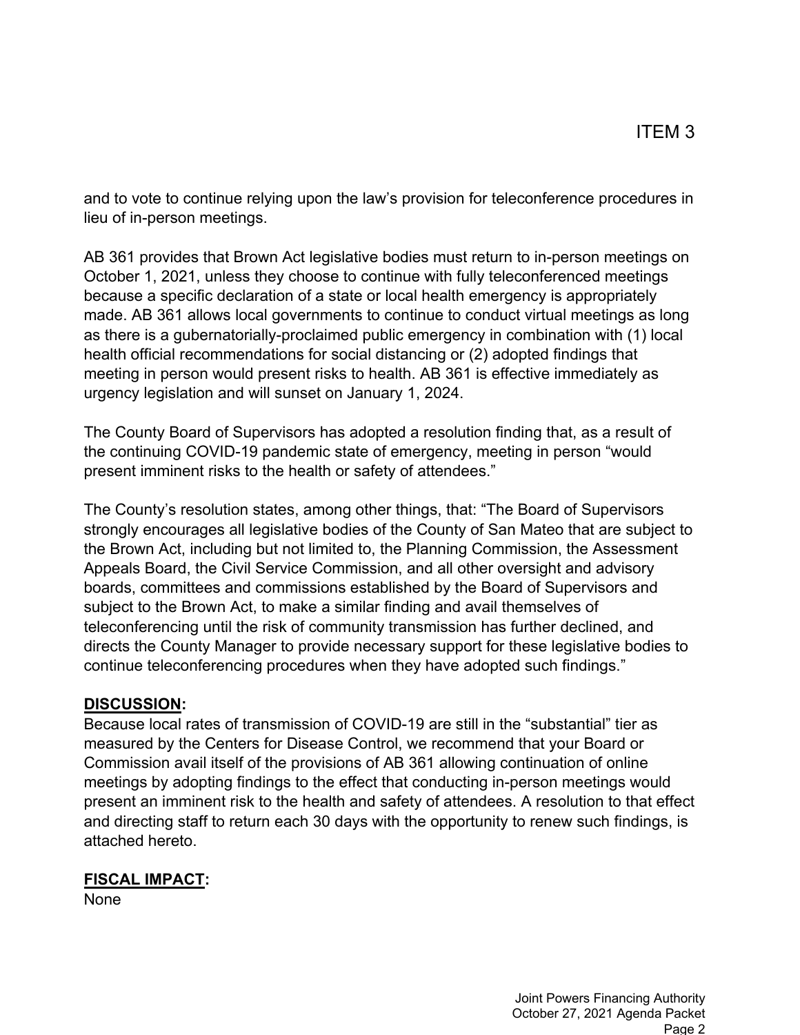ITEM 3

and to vote to continue relying upon the law's provision for teleconference procedures in lieu of in-person meetings.

AB 361 provides that Brown Act legislative bodies must return to in-person meetings on October 1, 2021, unless they choose to continue with fully teleconferenced meetings because a specific declaration of a state or local health emergency is appropriately made. AB 361 allows local governments to continue to conduct virtual meetings as long as there is a gubernatorially-proclaimed public emergency in combination with (1) local health official recommendations for social distancing or (2) adopted findings that meeting in person would present risks to health. AB 361 is effective immediately as urgency legislation and will sunset on January 1, 2024.

The County Board of Supervisors has adopted a resolution finding that, as a result of the continuing COVID-19 pandemic state of emergency, meeting in person "would present imminent risks to the health or safety of attendees."

The County's resolution states, among other things, that: "The Board of Supervisors strongly encourages all legislative bodies of the County of San Mateo that are subject to the Brown Act, including but not limited to, the Planning Commission, the Assessment Appeals Board, the Civil Service Commission, and all other oversight and advisory boards, committees and commissions established by the Board of Supervisors and subject to the Brown Act, to make a similar finding and avail themselves of teleconferencing until the risk of community transmission has further declined, and directs the County Manager to provide necessary support for these legislative bodies to continue teleconferencing procedures when they have adopted such findings."

**DISCUSSION:**

Because local rates of transmission of COVID-19 are still in the "substantial" tier as measured by the Centers for Disease Control, we recommend that your Board or Commission avail itself of the provisions of AB 361 allowing continuation of online meetings by adopting findings to the effect that conducting in-person meetings would present an imminent risk to the health and safety of attendees. A resolution to that effect and directing staff to return each 30 days with the opportunity to renew such findings, is attached hereto.

**FISCAL IMPACT:**

None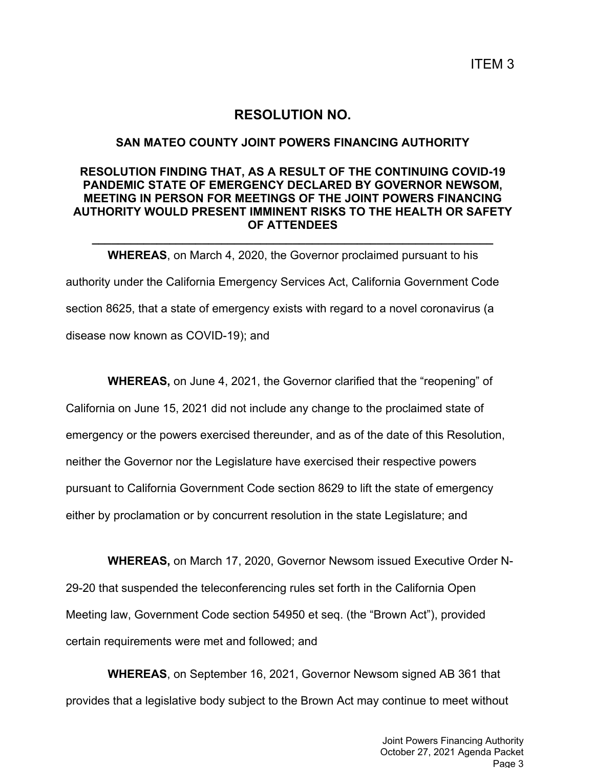ITEM 3

# RESOLUTION NO.

## SAN MATEO COUNTY JOINT POWERS FINANCING AUTHORITY

## RESOLUTION FINDING THAT, AS A RESULT OF THE CONTINUING COVID-19 PANDEMIC STATE OF EMERGENCY DECLARED BY GOVERNOR NEWSOM, MEETING IN PERSON FOR MEETINGS OF THE JOINT POWERS FINANCING AUTHORITY WOULD PRESENT IMMINENT RISKS TO THE HEALTH OR SAFETY OF ATTENDEES

---

**WHEREAS**, on March 4, 2020, the Governor proclaimed pursuant to his authority under the California Emergency Services Act, California Government Code section 8625, that a state of emergency exists with regard to a novel coronavirus (a disease now known as COVID-19); and

**WHEREAS,** on June 4, 2021, the Governor clarified that the "reopening" of California on June 15, 2021 did not include any change to the proclaimed state of emergency or the powers exercised thereunder, and as of the date of this Resolution, neither the Governor nor the Legislature have exercised their respective powers pursuant to California Government Code section 8629 to lift the state of emergency either by proclamation or by concurrent resolution in the state Legislature; and

**WHEREAS,** on March 17, 2020, Governor Newsom issued Executive Order N-29-20 that suspended the teleconferencing rules set forth in the California Open Meeting law, Government Code section 54950 et seq. (the "Brown Act"), provided certain requirements were met and followed; and

**WHEREAS**, on September 16, 2021, Governor Newsom signed AB 361 that provides that a legislative body subject to the Brown Act may continue to meet without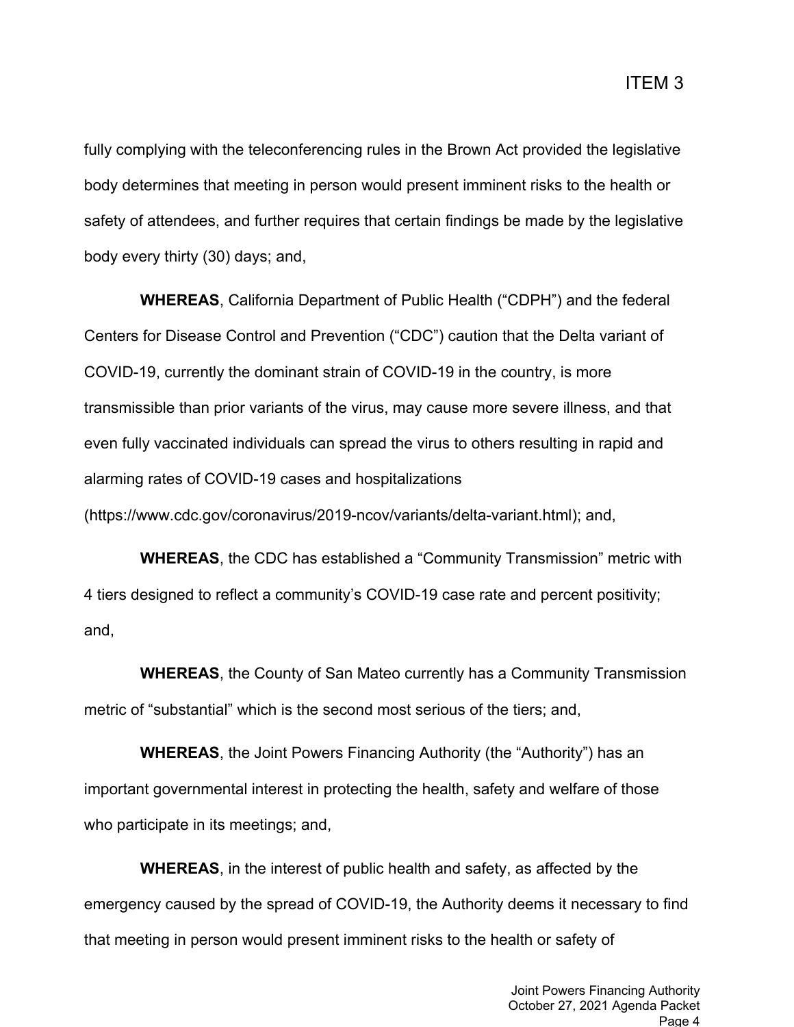fully complying with the teleconferencing rules in the Brown Act provided the legislative body determines that meeting in person would present imminent risks to the health or safety of attendees, and further requires that certain findings be made by the legislative body every thirty (30) days; and,

**WHEREAS**, California Department of Public Health ("CDPH") and the federal Centers for Disease Control and Prevention ("CDC") caution that the Delta variant of COVID-19, currently the dominant strain of COVID-19 in the country, is more transmissible than prior variants of the virus, may cause more severe illness, and that even fully vaccinated individuals can spread the virus to others resulting in rapid and alarming rates of COVID-19 cases and hospitalizations (https://www.cdc.gov/coronavirus/2019-ncov/variants/delta-variant.html); and,

**WHEREAS**, the CDC has established a "Community Transmission" metric with 4 tiers designed to reflect a community's COVID-19 case rate and percent positivity; and,

**WHEREAS**, the County of San Mateo currently has a Community Transmission metric of "substantial" which is the second most serious of the tiers; and,

**WHEREAS**, the Joint Powers Financing Authority (the "Authority") has an important governmental interest in protecting the health, safety and welfare of those who participate in its meetings; and,

**WHEREAS**, in the interest of public health and safety, as affected by the emergency caused by the spread of COVID-19, the Authority deems it necessary to find that meeting in person would present imminent risks to the health or safety of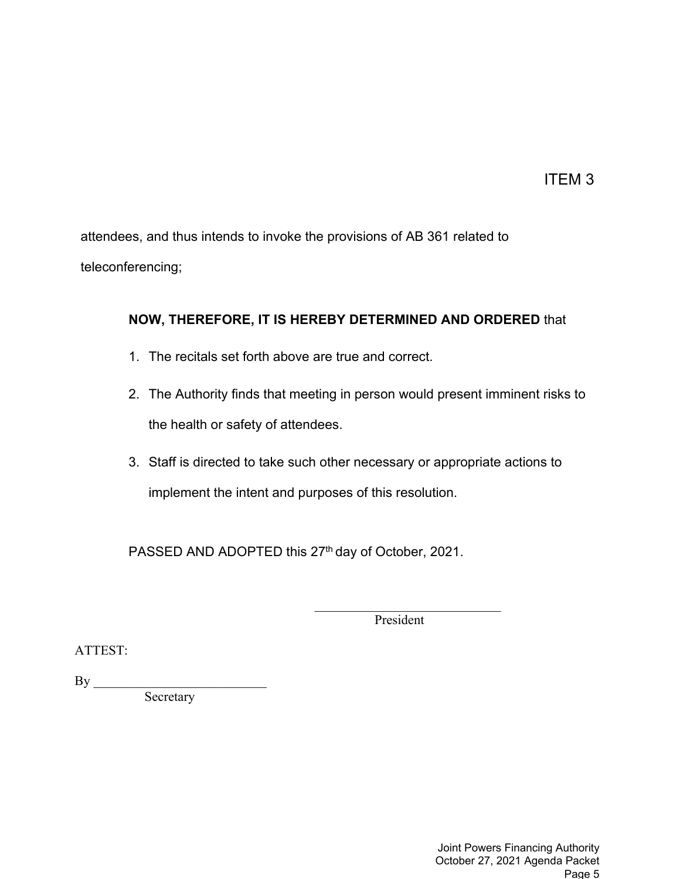ITEM 3

attendees, and thus intends to invoke the provisions of AB 361 related to teleconferencing;

**NOW, THEREFORE, IT IS HEREBY DETERMINED AND ORDERED** that

1. The recitals set forth above are true and correct.
2. The Authority finds that meeting in person would present imminent risks to the health or safety of attendees.
3. Staff is directed to take such other necessary or appropriate actions to implement the intent and purposes of this resolution.

PASSED AND ADOPTED this 27th day of October, 2021.

\_\_\_\_\_\_\_\_\_\_\_\_\_\_\_\_\_\_\_\_\_\_\_\_\_\_\_\_
President

ATTEST:

By \_\_\_\_\_\_\_\_\_\_\_\_\_\_\_\_\_\_\_\_\_\_\_\_\_\_
Secretary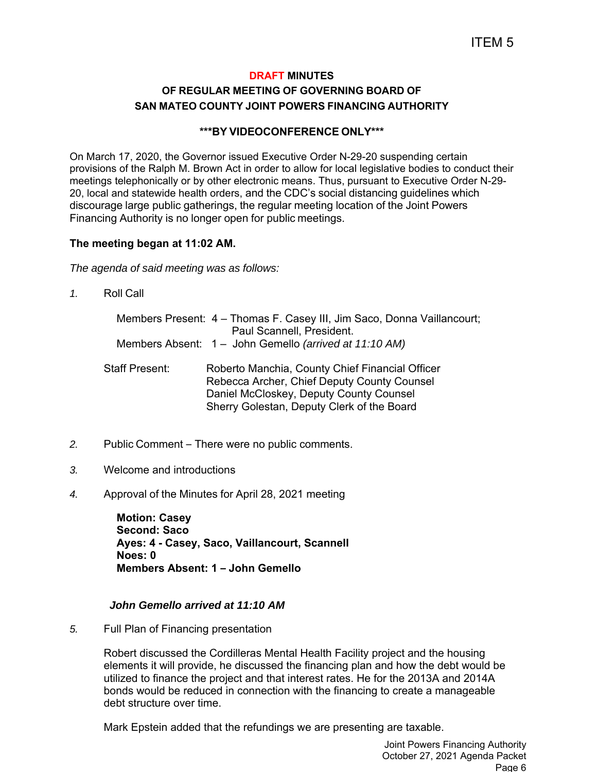ITEM 5

**DRAFT MINUTES**
**OF REGULAR MEETING OF GOVERNING BOARD OF**
**SAN MATEO COUNTY JOINT POWERS FINANCING AUTHORITY**

**\*\*\*BY VIDEOCONFERENCE ONLY\*\*\***

On March 17, 2020, the Governor issued Executive Order N-29-20 suspending certain provisions of the Ralph M. Brown Act in order to allow for local legislative bodies to conduct their meetings telephonically or by other electronic means. Thus, pursuant to Executive Order N-29-20, local and statewide health orders, and the CDC's social distancing guidelines which discourage large public gatherings, the regular meeting location of the Joint Powers Financing Authority is no longer open for public meetings.

**The meeting began at 11:02 AM.**

*The agenda of said meeting was as follows:*

*1.* Roll Call

Members Present: 4 – Thomas F. Casey III, Jim Saco, Donna Vaillancourt; Paul Scannell, President.
Members Absent: 1 – John Gemello *(arrived at 11:10 AM)*

Staff Present:
Roberto Manchia, County Chief Financial Officer
Rebecca Archer, Chief Deputy County Counsel
Daniel McCloskey, Deputy County Counsel
Sherry Golestan, Deputy Clerk of the Board

*2.* Public Comment – There were no public comments.

*3.* Welcome and introductions

*4.* Approval of the Minutes for April 28, 2021 meeting

**Motion: Casey**
**Second: Saco**
**Ayes: 4 - Casey, Saco, Vaillancourt, Scannell**
**Noes: 0**
**Members Absent: 1 – John Gemello**

***John Gemello arrived at 11:10 AM***

*5.* Full Plan of Financing presentation

Robert discussed the Cordilleras Mental Health Facility project and the housing elements it will provide, he discussed the financing plan and how the debt would be utilized to finance the project and that interest rates. He for the 2013A and 2014A bonds would be reduced in connection with the financing to create a manageable debt structure over time.

Mark Epstein added that the refundings we are presenting are taxable.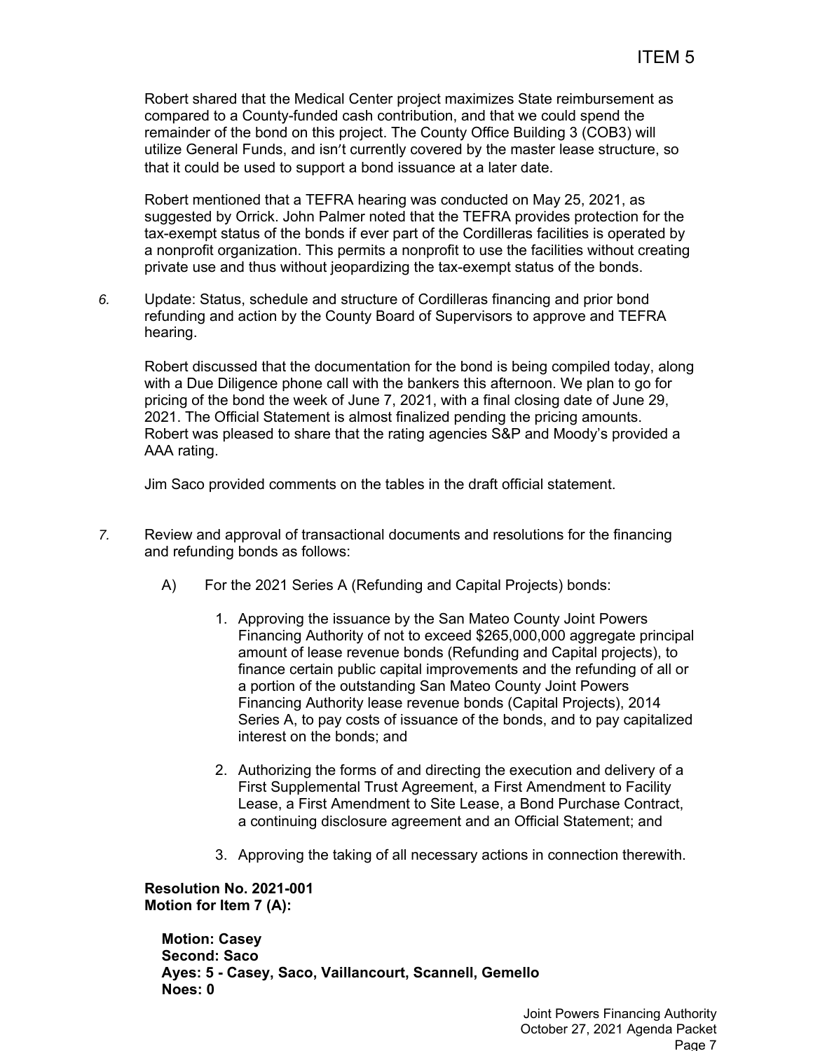Robert shared that the Medical Center project maximizes State reimbursement as compared to a County-funded cash contribution, and that we could spend the remainder of the bond on this project. The County Office Building 3 (COB3) will utilize General Funds, and isn't currently covered by the master lease structure, so that it could be used to support a bond issuance at a later date.

Robert mentioned that a TEFRA hearing was conducted on May 25, 2021, as suggested by Orrick. John Palmer noted that the TEFRA provides protection for the tax-exempt status of the bonds if ever part of the Cordilleras facilities is operated by a nonprofit organization. This permits a nonprofit to use the facilities without creating private use and thus without jeopardizing the tax-exempt status of the bonds.

*6.* Update: Status, schedule and structure of Cordilleras financing and prior bond refunding and action by the County Board of Supervisors to approve and TEFRA hearing.

Robert discussed that the documentation for the bond is being compiled today, along with a Due Diligence phone call with the bankers this afternoon. We plan to go for pricing of the bond the week of June 7, 2021, with a final closing date of June 29, 2021. The Official Statement is almost finalized pending the pricing amounts. Robert was pleased to share that the rating agencies S&P and Moody's provided a AAA rating.

Jim Saco provided comments on the tables in the draft official statement.

*7.* Review and approval of transactional documents and resolutions for the financing and refunding bonds as follows:

A) For the 2021 Series A (Refunding and Capital Projects) bonds:

1. Approving the issuance by the San Mateo County Joint Powers Financing Authority of not to exceed $265,000,000 aggregate principal amount of lease revenue bonds (Refunding and Capital projects), to finance certain public capital improvements and the refunding of all or a portion of the outstanding San Mateo County Joint Powers Financing Authority lease revenue bonds (Capital Projects), 2014 Series A, to pay costs of issuance of the bonds, and to pay capitalized interest on the bonds; and

2. Authorizing the forms of and directing the execution and delivery of a First Supplemental Trust Agreement, a First Amendment to Facility Lease, a First Amendment to Site Lease, a Bond Purchase Contract, a continuing disclosure agreement and an Official Statement; and

3. Approving the taking of all necessary actions in connection therewith.

**Resolution No. 2021-001**
**Motion for Item 7 (A):**

**Motion: Casey**
**Second: Saco**
**Ayes: 5 - Casey, Saco, Vaillancourt, Scannell, Gemello**
**Noes: 0**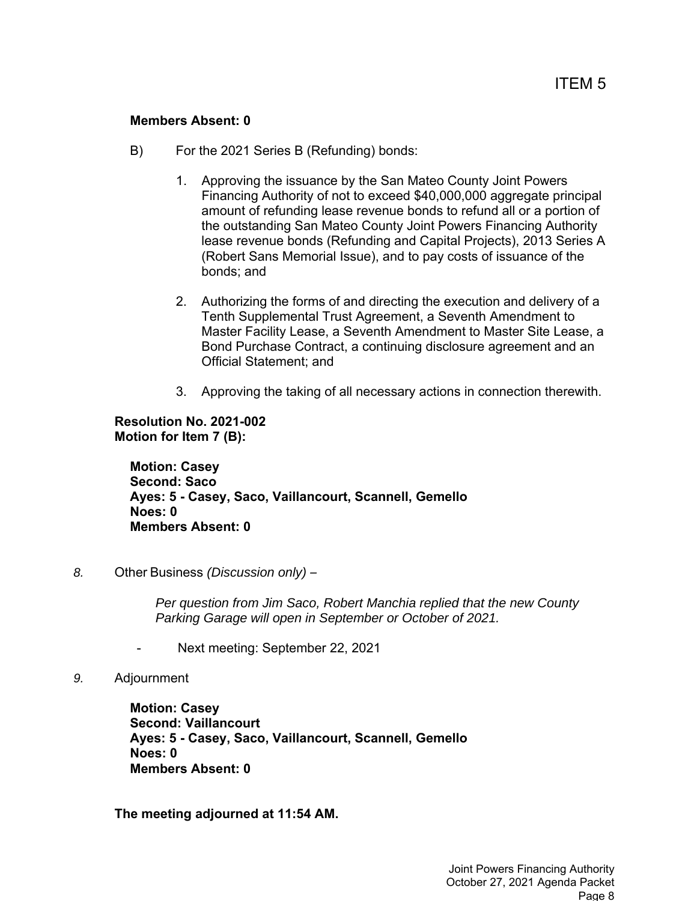ITEM 5

**Members Absent: 0**

B) For the 2021 Series B (Refunding) bonds:

1. Approving the issuance by the San Mateo County Joint Powers Financing Authority of not to exceed $40,000,000 aggregate principal amount of refunding lease revenue bonds to refund all or a portion of the outstanding San Mateo County Joint Powers Financing Authority lease revenue bonds (Refunding and Capital Projects), 2013 Series A (Robert Sans Memorial Issue), and to pay costs of issuance of the bonds; and

2. Authorizing the forms of and directing the execution and delivery of a Tenth Supplemental Trust Agreement, a Seventh Amendment to Master Facility Lease, a Seventh Amendment to Master Site Lease, a Bond Purchase Contract, a continuing disclosure agreement and an Official Statement; and

3. Approving the taking of all necessary actions in connection therewith.

**Resolution No. 2021-002**
**Motion for Item 7 (B):**

**Motion: Casey**
**Second: Saco**
**Ayes: 5 - Casey, Saco, Vaillancourt, Scannell, Gemello**
**Noes: 0**
**Members Absent: 0**

*8.* Other Business *(Discussion only) –*

*Per question from Jim Saco, Robert Manchia replied that the new County Parking Garage will open in September or October of 2021.*

- Next meeting: September 22, 2021

*9.* Adjournment

**Motion: Casey**
**Second: Vaillancourt**
**Ayes: 5 - Casey, Saco, Vaillancourt, Scannell, Gemello**
**Noes: 0**
**Members Absent: 0**

**The meeting adjourned at 11:54 AM.**